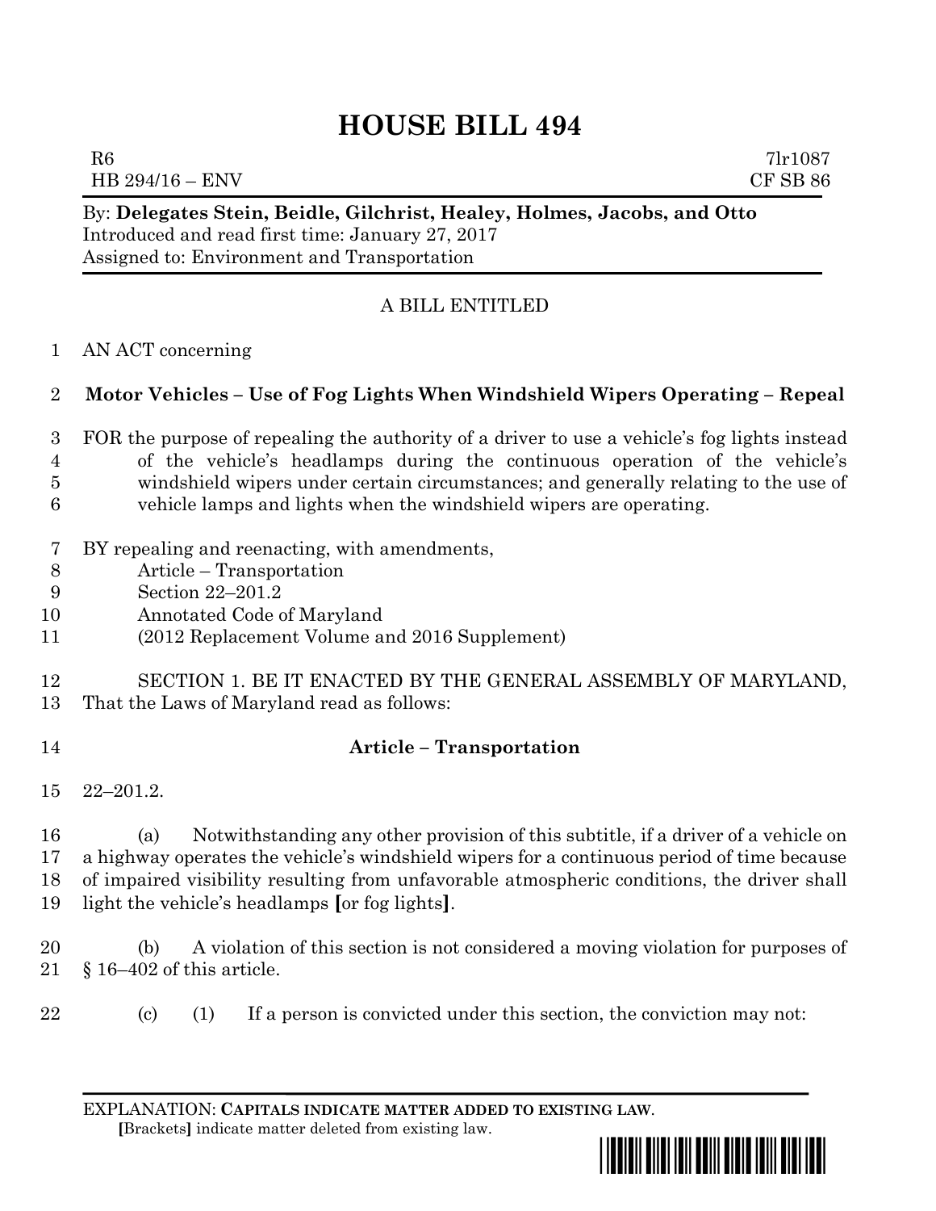# HOUSE BILL 494

R6 7lr1087
HB 294/16 – ENV CF SB 86

By: **Delegates Stein, Beidle, Gilchrist, Healey, Holmes, Jacobs, and Otto**
Introduced and read first time: January 27, 2017
Assigned to: Environment and Transportation

A BILL ENTITLED

AN ACT concerning

## Motor Vehicles – Use of Fog Lights When Windshield Wipers Operating – Repeal

FOR the purpose of repealing the authority of a driver to use a vehicle's fog lights instead of the vehicle's headlamps during the continuous operation of the vehicle's windshield wipers under certain circumstances; and generally relating to the use of vehicle lamps and lights when the windshield wipers are operating.

BY repealing and reenacting, with amendments,
Article – Transportation
Section 22–201.2
Annotated Code of Maryland
(2012 Replacement Volume and 2016 Supplement)

SECTION 1. BE IT ENACTED BY THE GENERAL ASSEMBLY OF MARYLAND, That the Laws of Maryland read as follows:

**Article – Transportation**

22–201.2.

(a) Notwithstanding any other provision of this subtitle, if a driver of a vehicle on a highway operates the vehicle's windshield wipers for a continuous period of time because of impaired visibility resulting from unfavorable atmospheric conditions, the driver shall light the vehicle's headlamps **[**or fog lights**]**.

(b) A violation of this section is not considered a moving violation for purposes of § 16–402 of this article.

(c) (1) If a person is convicted under this section, the conviction may not:

EXPLANATION: **CAPITALS INDICATE MATTER ADDED TO EXISTING LAW**.
**[**Brackets**]** indicate matter deleted from existing law.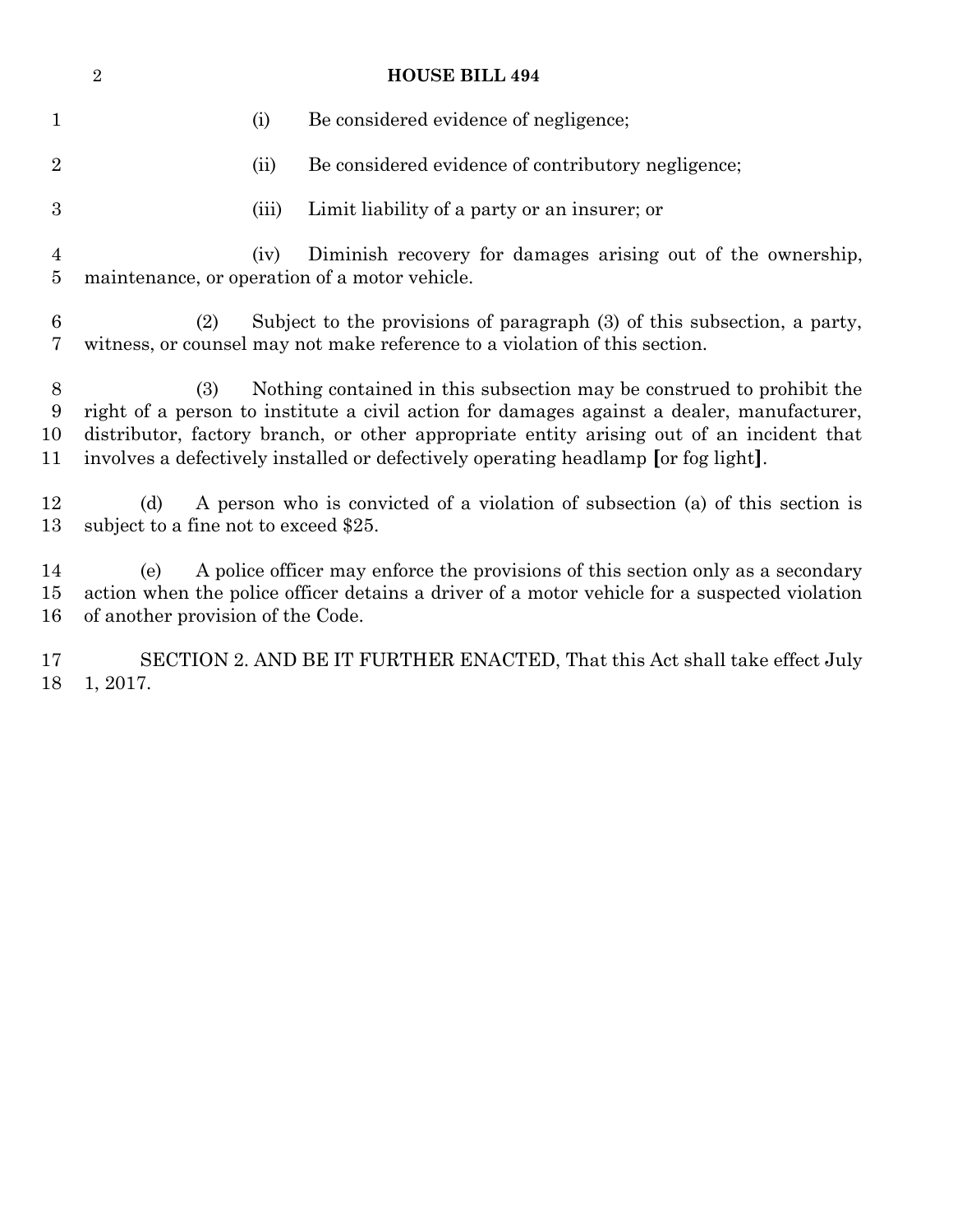(i) Be considered evidence of negligence;

(ii) Be considered evidence of contributory negligence;

(iii) Limit liability of a party or an insurer; or

(iv) Diminish recovery for damages arising out of the ownership, maintenance, or operation of a motor vehicle.

(2) Subject to the provisions of paragraph (3) of this subsection, a party, witness, or counsel may not make reference to a violation of this section.

(3) Nothing contained in this subsection may be construed to prohibit the right of a person to institute a civil action for damages against a dealer, manufacturer, distributor, factory branch, or other appropriate entity arising out of an incident that involves a defectively installed or defectively operating headlamp **[**or fog light**]**.

(d) A person who is convicted of a violation of subsection (a) of this section is subject to a fine not to exceed $25.

(e) A police officer may enforce the provisions of this section only as a secondary action when the police officer detains a driver of a motor vehicle for a suspected violation of another provision of the Code.

SECTION 2. AND BE IT FURTHER ENACTED, That this Act shall take effect July 1, 2017.